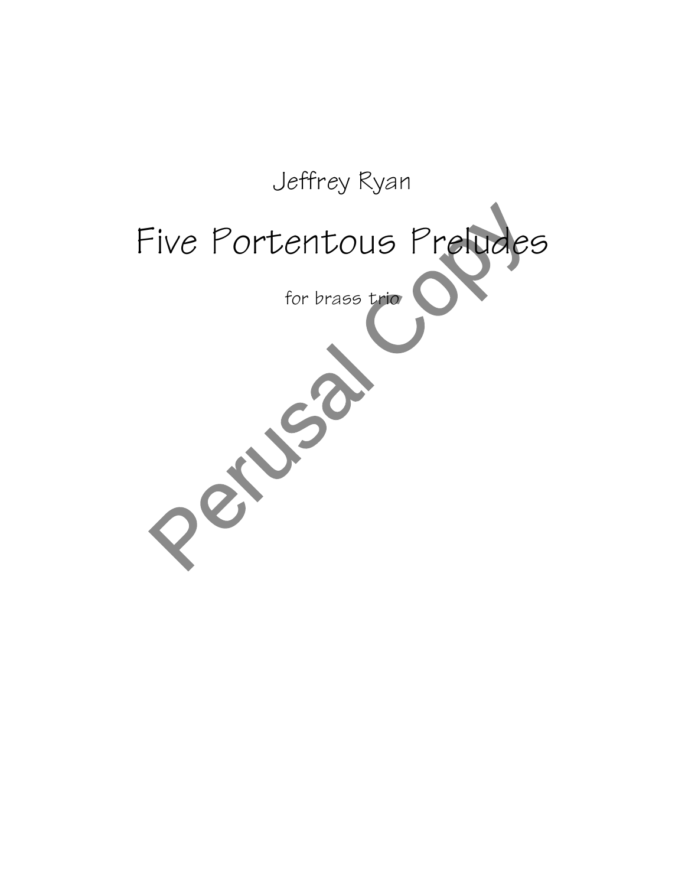Jeffrey Ryan

# Five Portentous Preludes

for brass trio

Perusal Copy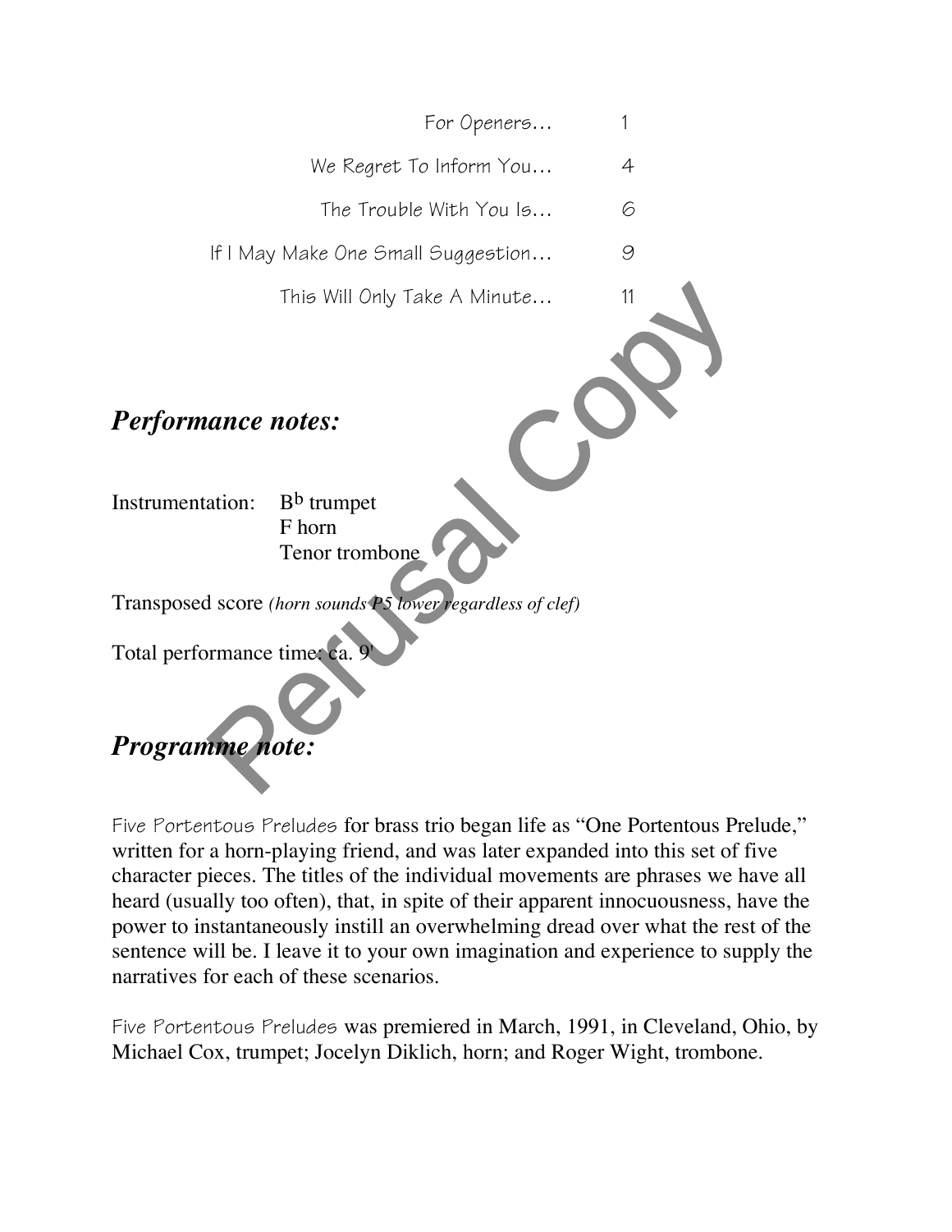| | |
|---|---|
| For Openers… | 1 |
| We Regret To Inform You… | 4 |
| The Trouble With You Is… | 6 |
| If I May Make One Small Suggestion… | 9 |
| This Will Only Take A Minute… | 11 |

## *Performance notes:*

Instrumentation: B♭ trumpet
F horn
Tenor trombone

Transposed score *(horn sounds P5 lower regardless of clef)*

Total performance time: ca. 9'

## *Programme note:*

Five Portentous Preludes for brass trio began life as "One Portentous Prelude," written for a horn-playing friend, and was later expanded into this set of five character pieces. The titles of the individual movements are phrases we have all heard (usually too often), that, in spite of their apparent innocuousness, have the power to instantaneously instill an overwhelming dread over what the rest of the sentence will be. I leave it to your own imagination and experience to supply the narratives for each of these scenarios.

Five Portentous Preludes was premiered in March, 1991, in Cleveland, Ohio, by Michael Cox, trumpet; Jocelyn Diklich, horn; and Roger Wight, trombone.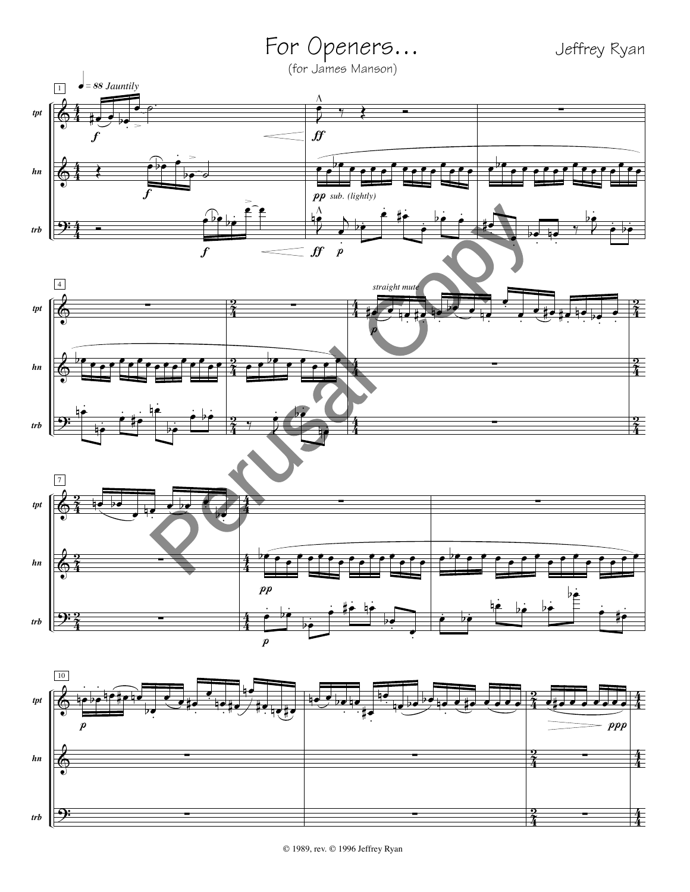# For Openers...

(for James Manson)

Jeffrey Ryan

© 1989, rev. © 1996 Jeffrey Ryan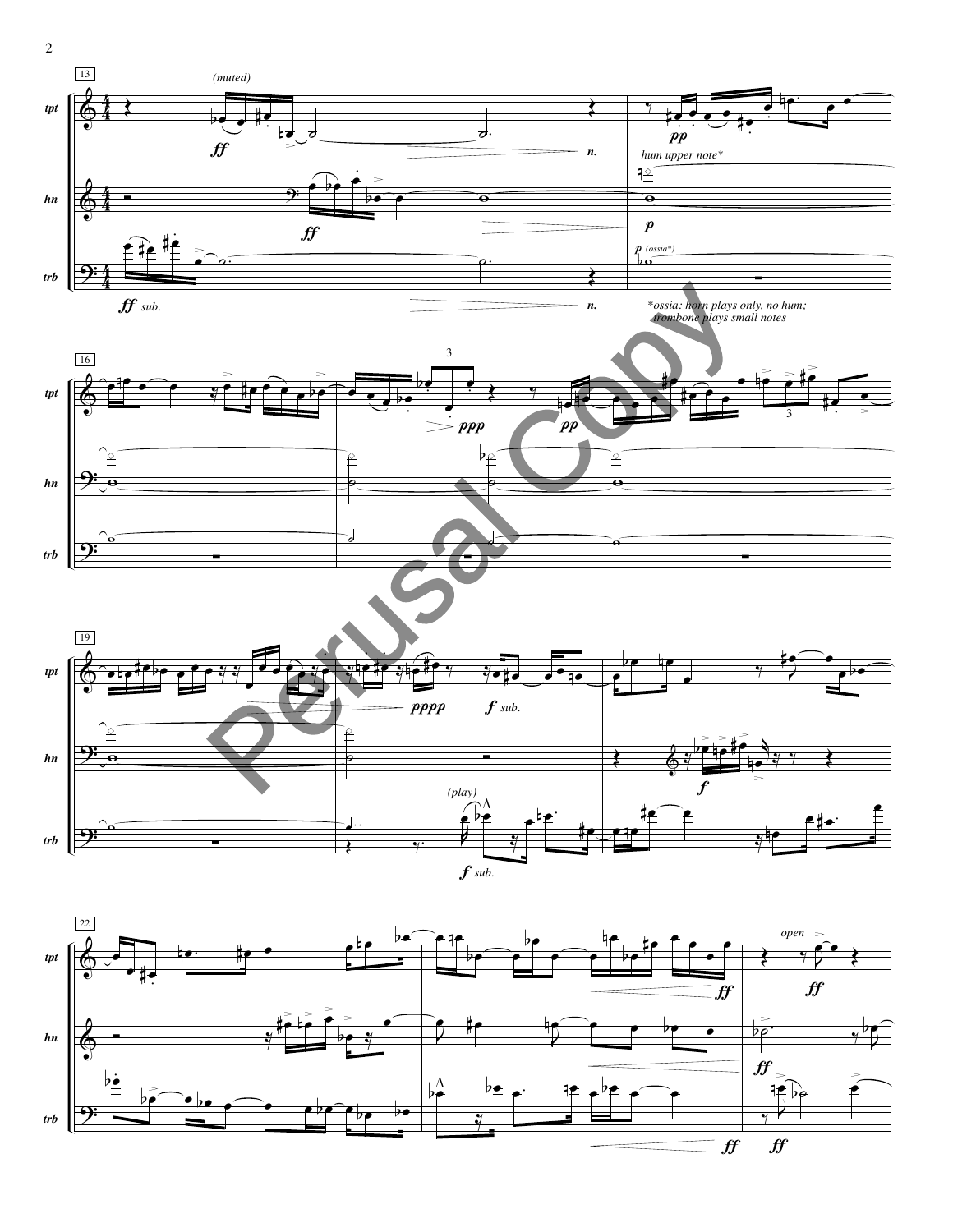*ossia: horn plays only, no hum; trombone plays small notes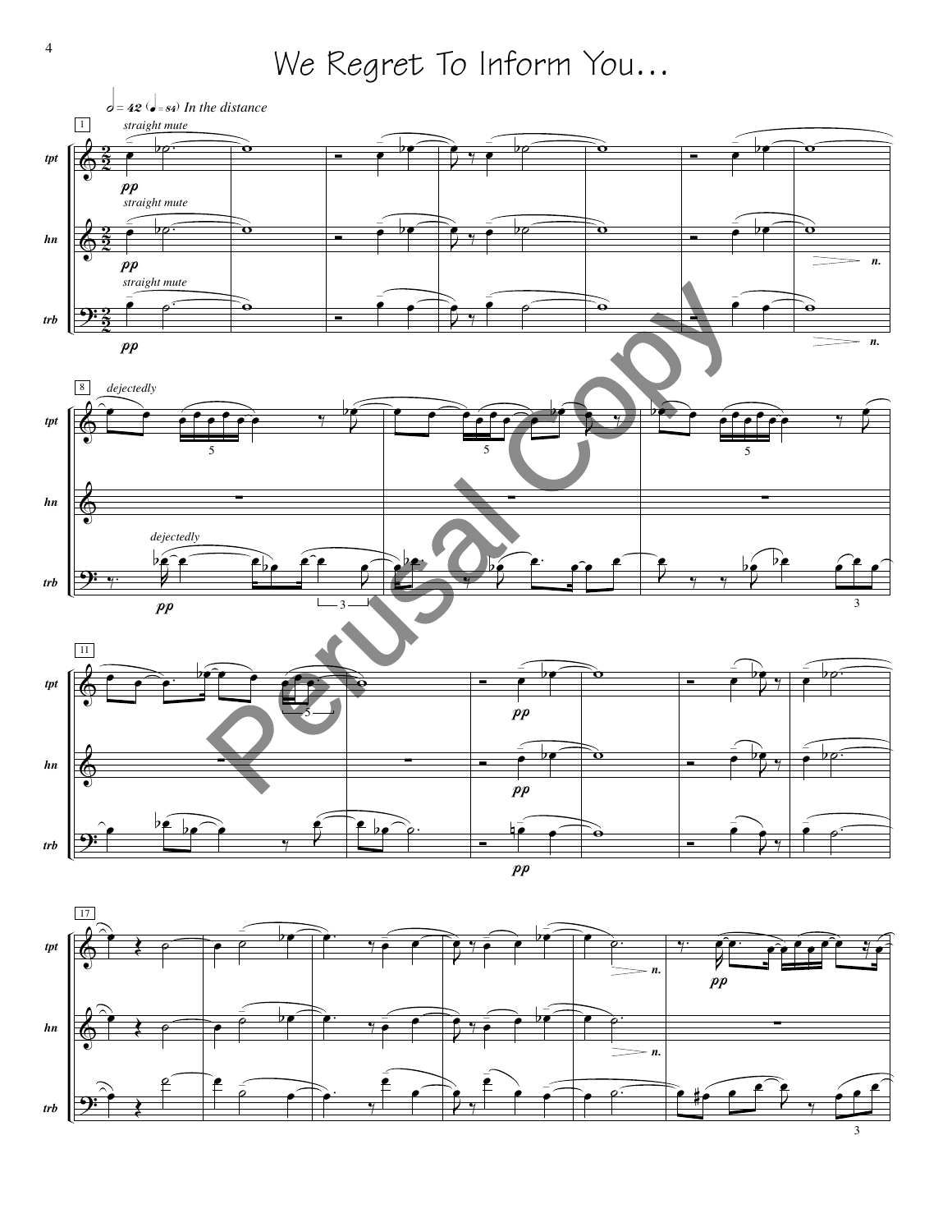# We Regret To Inform You...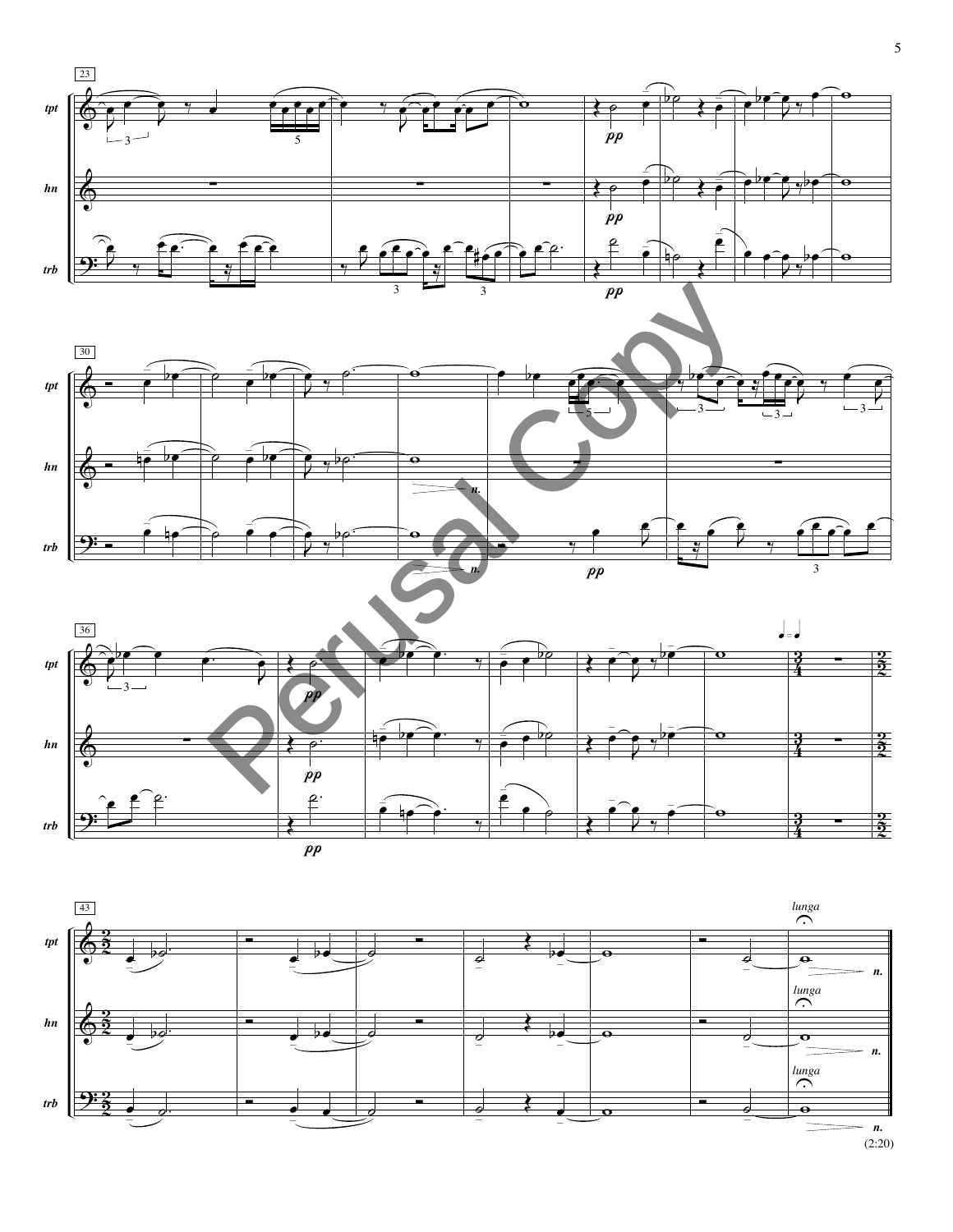tpt

hn

trb

pp

pp

pp

n.

n.

pp

pp

pp

pp

lunga

lunga

lunga

n.

n.

n.

(2:20)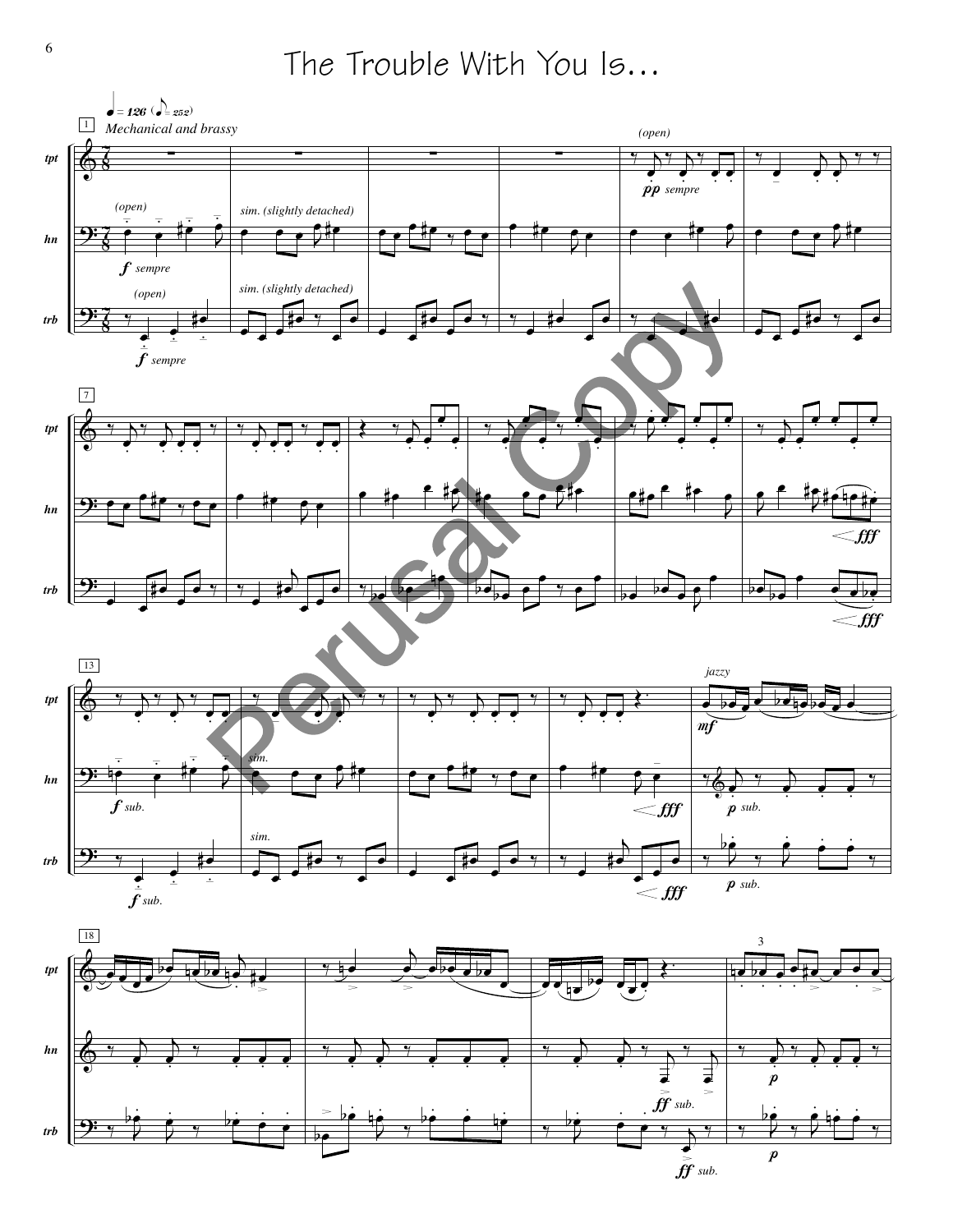# The Trouble With You Is...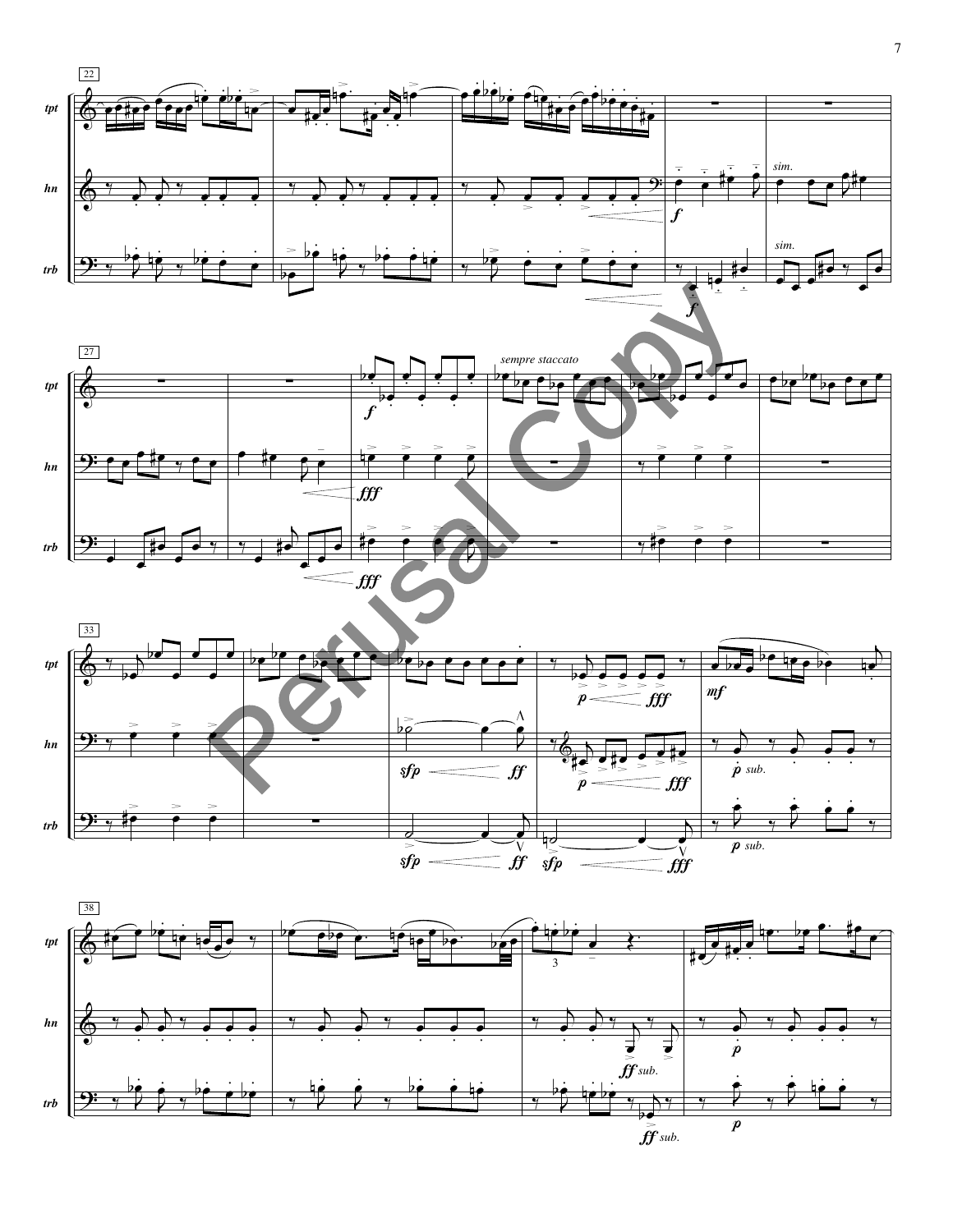22

tpt

hn

trb

*sim.*

*sim.*

*f*

*f*

27

*sempre staccato*

*f*

*fff*

*fff*

33

*sfp* *ff*

*sfp* *ff*

*p* *fff*

*p* *fff*

*sfp* *fff*

*mf*

*p sub.*

*p sub.*

38

3

*ff sub.*

*ff sub.*

*p*

*p*

Perusal Copy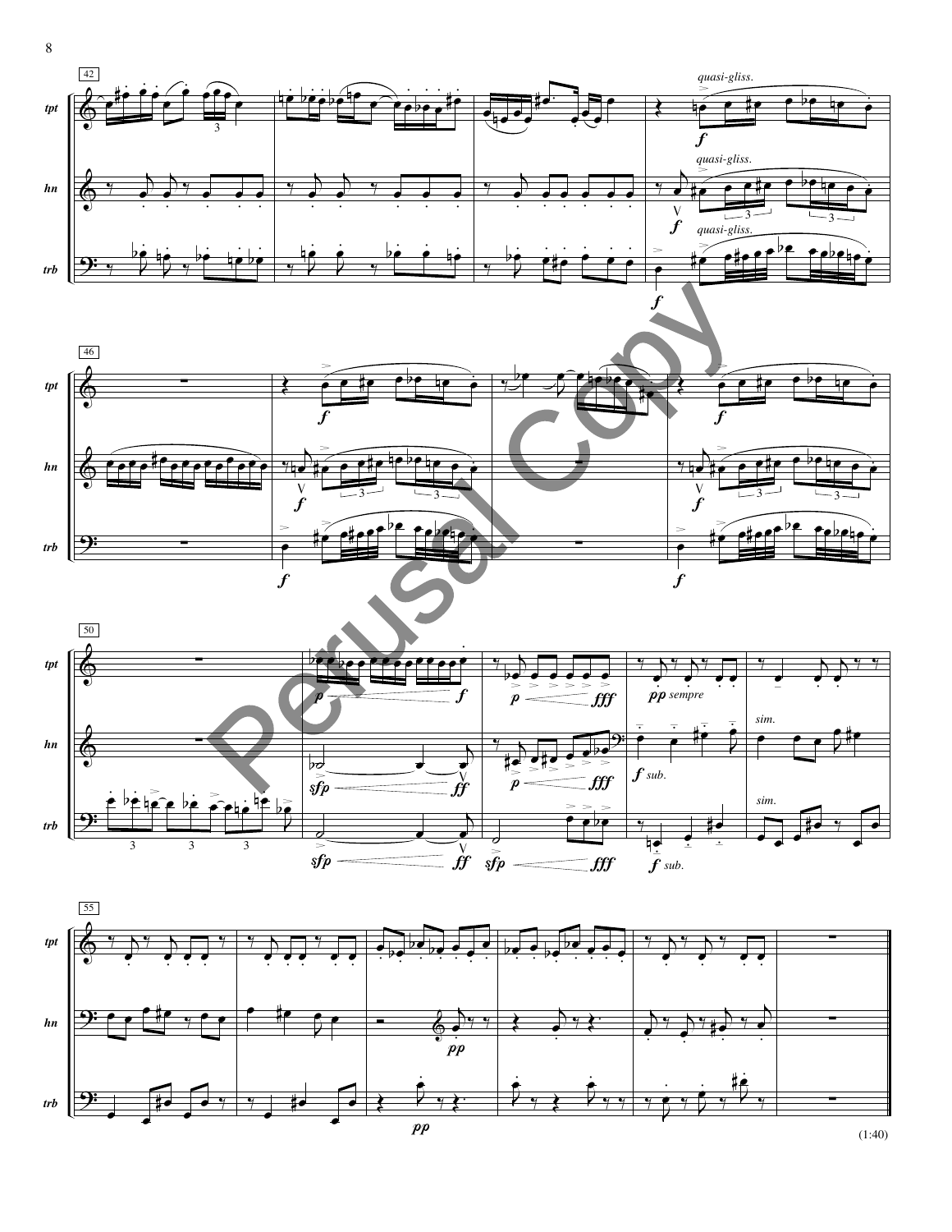(1:40)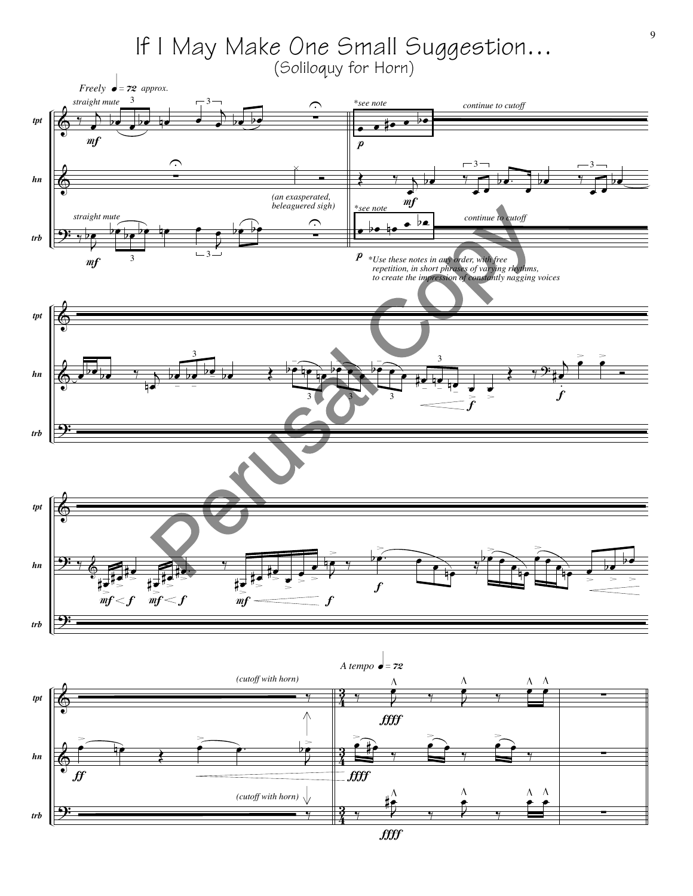# If I May Make One Small Suggestion...

(Soliloquy for Horn)

*Freely* ♩ = 72 *approx.*

*straight mute*

*(an exasperated, beleaguered sigh)*

*see note

*continue to cutoff*

*Use these notes in any order, with free repetition, in short phrases of varying rhythms, to create the impression of constantly nagging voices

*(cutoff with horn)*

*A tempo* ♩ = 72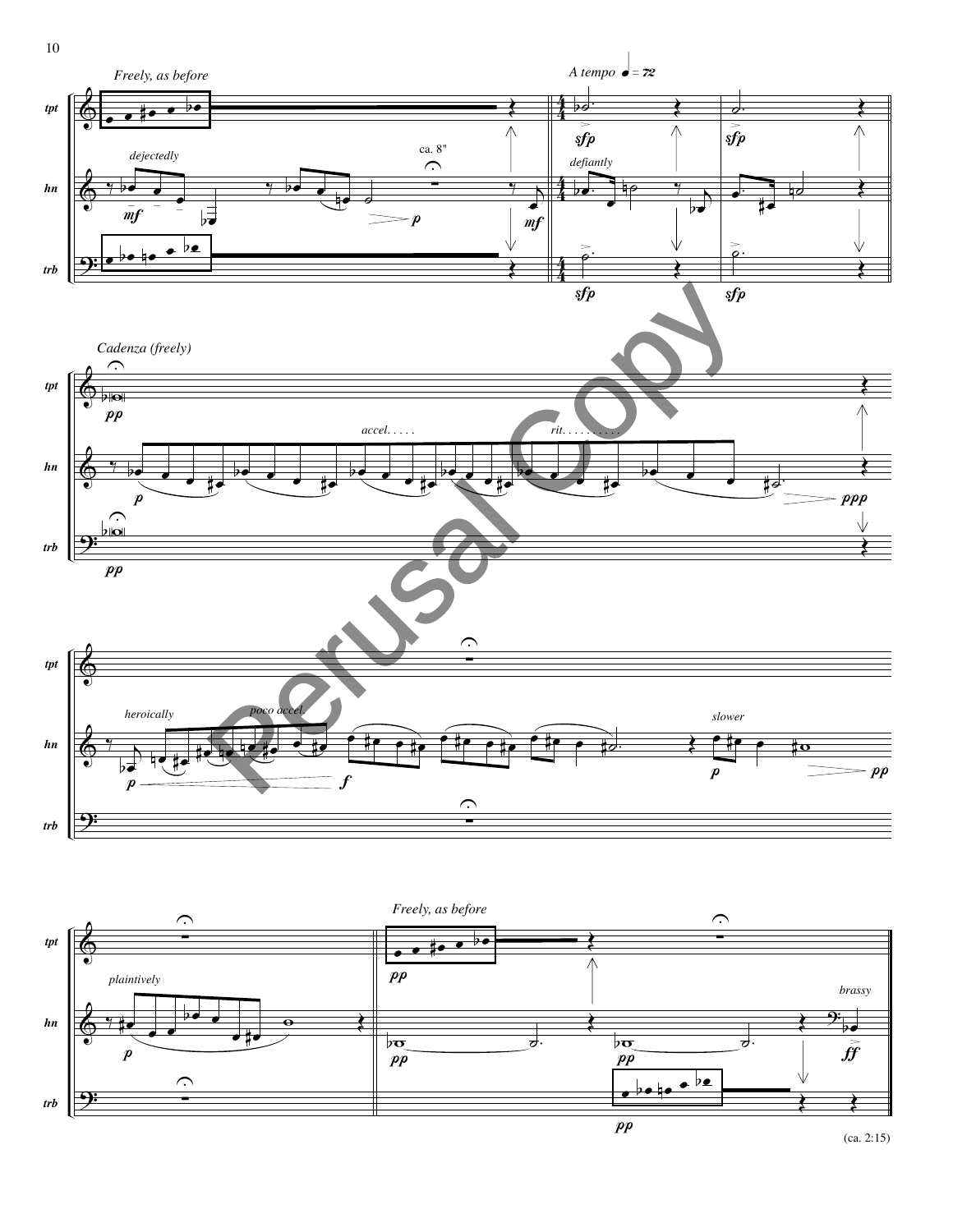Freely, as before

A tempo ♩ = 72

dejectedly

ca. 8"

defiantly

Cadenza (freely)

accel. . . . .

rit. . . . . . . . . .

heroically

poco accel.

slower

plaintively

Freely, as before

brassy

(ca. 2:15)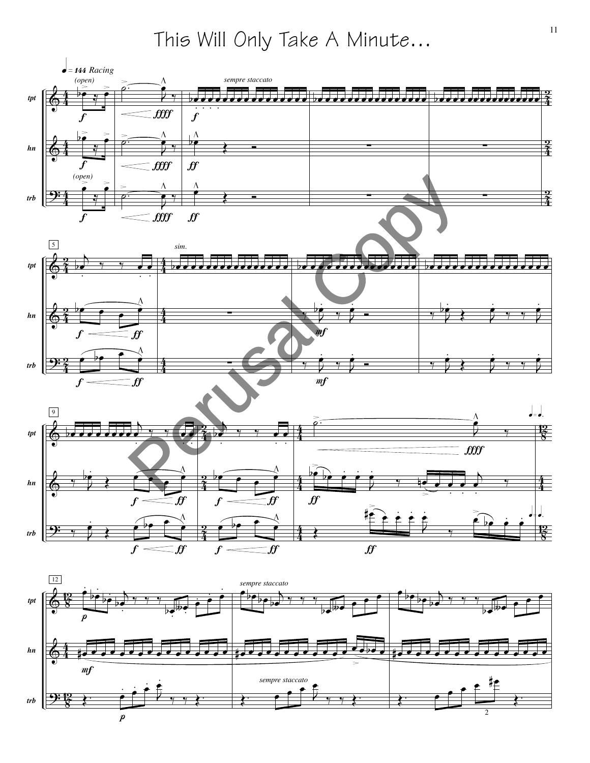# This Will Only Take A Minute...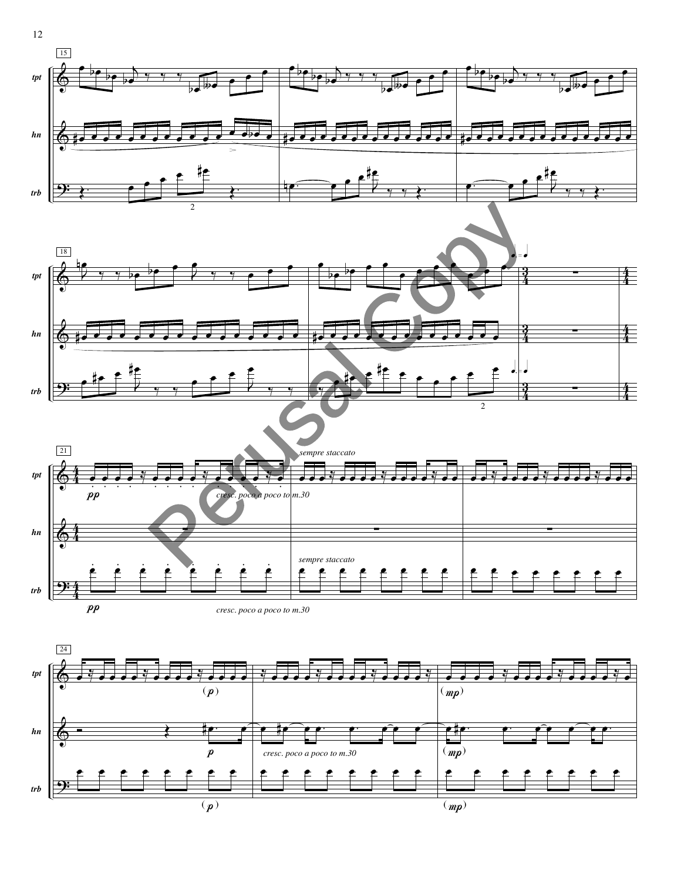tpt

hn

trb

sempre staccato

cresc. poco a poco to m.30

sempre staccato

cresc. poco a poco to m.30

cresc. poco a poco to m.30

Perusal Copy